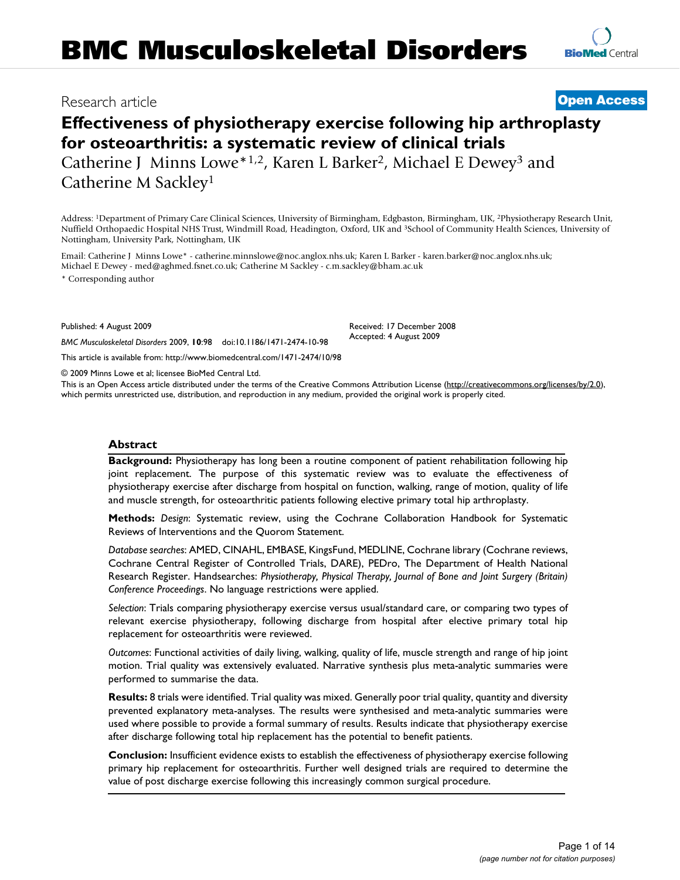# BMC Musculoskeletal Disorders

Research article

**Open Access**

# Effectiveness of physiotherapy exercise following hip arthroplasty for osteoarthritis: a systematic review of clinical trials

Catherine J Minns Lowe*[1,2], Karen L Barker[2], Michael E Dewey[3] and Catherine M Sackley[1]

Address: [1]Department of Primary Care Clinical Sciences, University of Birmingham, Edgbaston, Birmingham, UK, [2]Physiotherapy Research Unit, Nuffield Orthopaedic Hospital NHS Trust, Windmill Road, Headington, Oxford, UK and [3]School of Community Health Sciences, University of Nottingham, University Park, Nottingham, UK

Email: Catherine J Minns Lowe* - catherine.minnslowe@noc.anglox.nhs.uk; Karen L Barker - karen.barker@noc.anglox.nhs.uk; Michael E Dewey - med@aghmed.fsnet.co.uk; Catherine M Sackley - c.m.sackley@bham.ac.uk

* Corresponding author

Published: 4 August 2009

Received: 17 December 2008
Accepted: 4 August 2009

*BMC Musculoskeletal Disorders* 2009, **10**:98 doi:10.1186/1471-2474-10-98

This article is available from: http://www.biomedcentral.com/1471-2474/10/98

© 2009 Minns Lowe et al; licensee BioMed Central Ltd.

This is an Open Access article distributed under the terms of the Creative Commons Attribution License (http://creativecommons.org/licenses/by/2.0), which permits unrestricted use, distribution, and reproduction in any medium, provided the original work is properly cited.

## Abstract

**Background:** Physiotherapy has long been a routine component of patient rehabilitation following hip joint replacement. The purpose of this systematic review was to evaluate the effectiveness of physiotherapy exercise after discharge from hospital on function, walking, range of motion, quality of life and muscle strength, for osteoarthritic patients following elective primary total hip arthroplasty.

**Methods:** *Design*: Systematic review, using the Cochrane Collaboration Handbook for Systematic Reviews of Interventions and the Quorom Statement.

*Database searches*: AMED, CINAHL, EMBASE, KingsFund, MEDLINE, Cochrane library (Cochrane reviews, Cochrane Central Register of Controlled Trials, DARE), PEDro, The Department of Health National Research Register. Handsearches: *Physiotherapy, Physical Therapy, Journal of Bone and Joint Surgery (Britain) Conference Proceedings*. No language restrictions were applied.

*Selection*: Trials comparing physiotherapy exercise versus usual/standard care, or comparing two types of relevant exercise physiotherapy, following discharge from hospital after elective primary total hip replacement for osteoarthritis were reviewed.

*Outcomes*: Functional activities of daily living, walking, quality of life, muscle strength and range of hip joint motion. Trial quality was extensively evaluated. Narrative synthesis plus meta-analytic summaries were performed to summarise the data.

**Results:** 8 trials were identified. Trial quality was mixed. Generally poor trial quality, quantity and diversity prevented explanatory meta-analyses. The results were synthesised and meta-analytic summaries were used where possible to provide a formal summary of results. Results indicate that physiotherapy exercise after discharge following total hip replacement has the potential to benefit patients.

**Conclusion:** Insufficient evidence exists to establish the effectiveness of physiotherapy exercise following primary hip replacement for osteoarthritis. Further well designed trials are required to determine the value of post discharge exercise following this increasingly common surgical procedure.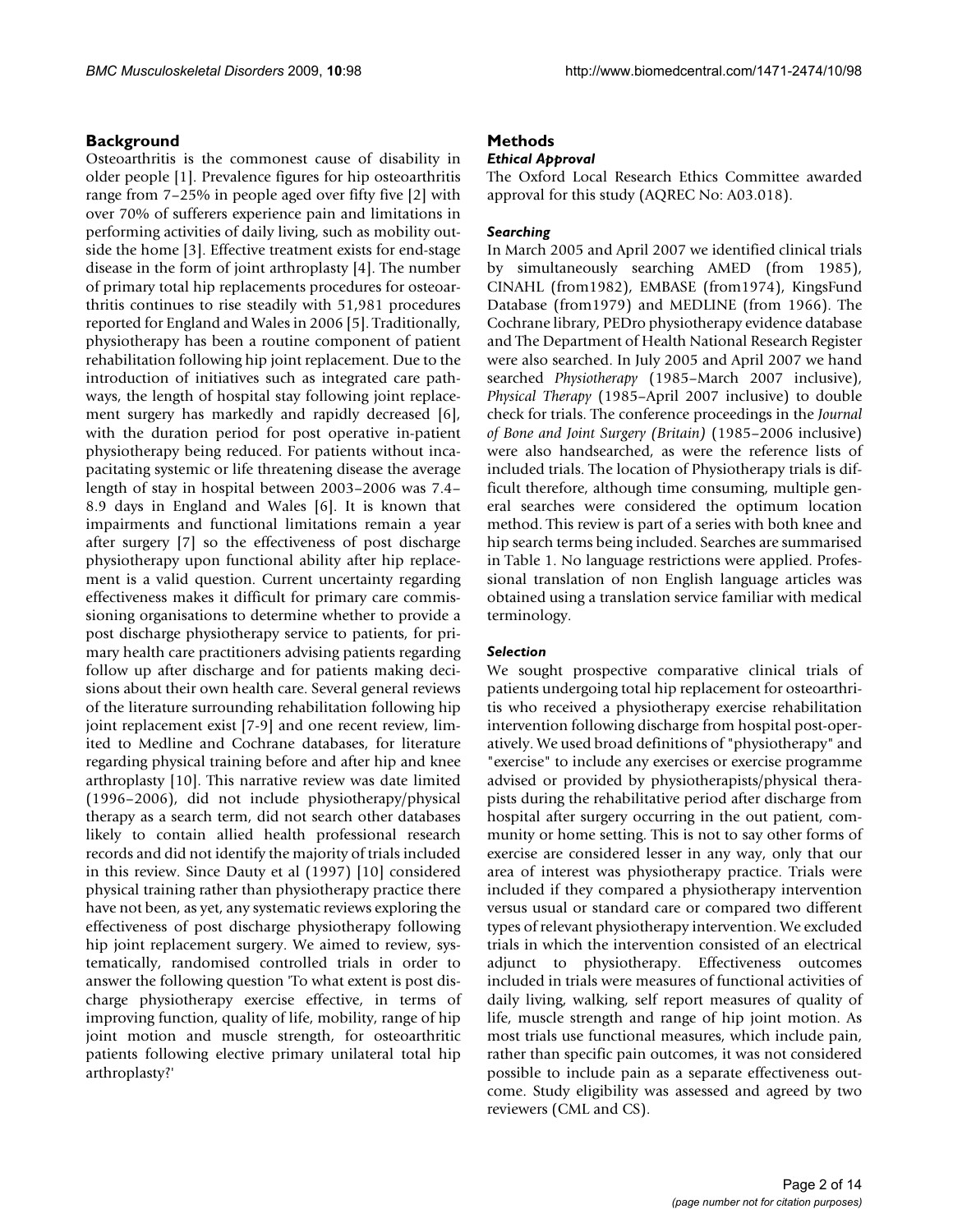## Background

Osteoarthritis is the commonest cause of disability in older people [1]. Prevalence figures for hip osteoarthritis range from 7–25% in people aged over fifty five [2] with over 70% of sufferers experience pain and limitations in performing activities of daily living, such as mobility outside the home [3]. Effective treatment exists for end-stage disease in the form of joint arthroplasty [4]. The number of primary total hip replacements procedures for osteoarthritis continues to rise steadily with 51,981 procedures reported for England and Wales in 2006 [5]. Traditionally, physiotherapy has been a routine component of patient rehabilitation following hip joint replacement. Due to the introduction of initiatives such as integrated care pathways, the length of hospital stay following joint replacement surgery has markedly and rapidly decreased [6], with the duration period for post operative in-patient physiotherapy being reduced. For patients without incapacitating systemic or life threatening disease the average length of stay in hospital between 2003–2006 was 7.4–8.9 days in England and Wales [6]. It is known that impairments and functional limitations remain a year after surgery [7] so the effectiveness of post discharge physiotherapy upon functional ability after hip replacement is a valid question. Current uncertainty regarding effectiveness makes it difficult for primary care commissioning organisations to determine whether to provide a post discharge physiotherapy service to patients, for primary health care practitioners advising patients regarding follow up after discharge and for patients making decisions about their own health care. Several general reviews of the literature surrounding rehabilitation following hip joint replacement exist [7-9] and one recent review, limited to Medline and Cochrane databases, for literature regarding physical training before and after hip and knee arthroplasty [10]. This narrative review was date limited (1996–2006), did not include physiotherapy/physical therapy as a search term, did not search other databases likely to contain allied health professional research records and did not identify the majority of trials included in this review. Since Dauty et al (1997) [10] considered physical training rather than physiotherapy practice there have not been, as yet, any systematic reviews exploring the effectiveness of post discharge physiotherapy following hip joint replacement surgery. We aimed to review, systematically, randomised controlled trials in order to answer the following question 'To what extent is post discharge physiotherapy exercise effective, in terms of improving function, quality of life, mobility, range of hip joint motion and muscle strength, for osteoarthritic patients following elective primary unilateral total hip arthroplasty?'

## Methods

### *Ethical Approval*

The Oxford Local Research Ethics Committee awarded approval for this study (AQREC No: A03.018).

### *Searching*

In March 2005 and April 2007 we identified clinical trials by simultaneously searching AMED (from 1985), CINAHL (from1982), EMBASE (from1974), KingsFund Database (from1979) and MEDLINE (from 1966). The Cochrane library, PEDro physiotherapy evidence database and The Department of Health National Research Register were also searched. In July 2005 and April 2007 we hand searched *Physiotherapy* (1985–March 2007 inclusive), *Physical Therapy* (1985–April 2007 inclusive) to double check for trials. The conference proceedings in the *Journal of Bone and Joint Surgery (Britain)* (1985–2006 inclusive) were also handsearched, as were the reference lists of included trials. The location of Physiotherapy trials is difficult therefore, although time consuming, multiple general searches were considered the optimum location method. This review is part of a series with both knee and hip search terms being included. Searches are summarised in Table 1. No language restrictions were applied. Professional translation of non English language articles was obtained using a translation service familiar with medical terminology.

### *Selection*

We sought prospective comparative clinical trials of patients undergoing total hip replacement for osteoarthritis who received a physiotherapy exercise rehabilitation intervention following discharge from hospital post-operatively. We used broad definitions of "physiotherapy" and "exercise" to include any exercises or exercise programme advised or provided by physiotherapists/physical therapists during the rehabilitative period after discharge from hospital after surgery occurring in the out patient, community or home setting. This is not to say other forms of exercise are considered lesser in any way, only that our area of interest was physiotherapy practice. Trials were included if they compared a physiotherapy intervention versus usual or standard care or compared two different types of relevant physiotherapy intervention. We excluded trials in which the intervention consisted of an electrical adjunct to physiotherapy. Effectiveness outcomes included in trials were measures of functional activities of daily living, walking, self report measures of quality of life, muscle strength and range of hip joint motion. As most trials use functional measures, which include pain, rather than specific pain outcomes, it was not considered possible to include pain as a separate effectiveness outcome. Study eligibility was assessed and agreed by two reviewers (CML and CS).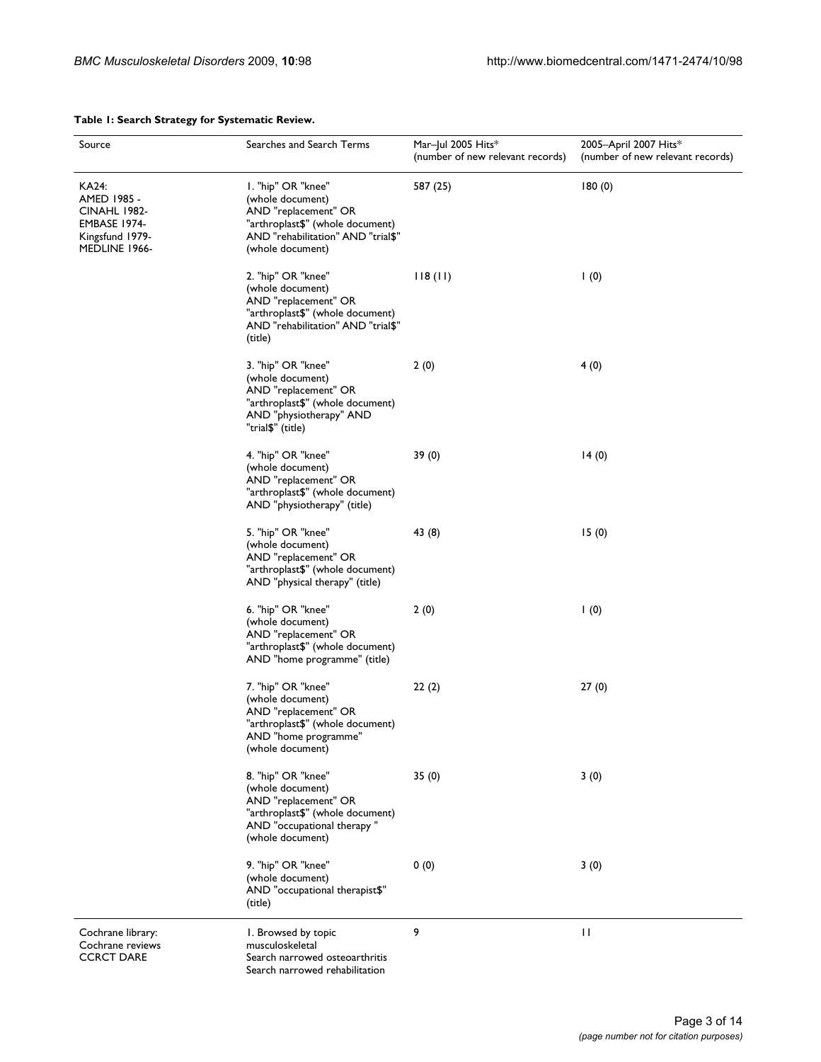**Table 1: Search Strategy for Systematic Review.**

| Source | Searches and Search Terms | Mar–Jul 2005 Hits* (number of new relevant records) | 2005–April 2007 Hits* (number of new relevant records) |
| --- | --- | --- | --- |
| KA24: AMED 1985 - CINAHL 1982- EMBASE 1974- Kingsfund 1979- MEDLINE 1966- | 1. "hip" OR "knee" (whole document) AND "replacement" OR "arthroplast$" (whole document) AND "rehabilitation" AND "trial$" (whole document) | 587 (25) | 180 (0) |
| | 2. "hip" OR "knee" (whole document) AND "replacement" OR "arthroplast$" (whole document) AND "rehabilitation" AND "trial$" (title) | 118 (11) | 1 (0) |
| | 3. "hip" OR "knee" (whole document) AND "replacement" OR "arthroplast$" (whole document) AND "physiotherapy" AND "trial$" (title) | 2 (0) | 4 (0) |
| | 4. "hip" OR "knee" (whole document) AND "replacement" OR "arthroplast$" (whole document) AND "physiotherapy" (title) | 39 (0) | 14 (0) |
| | 5. "hip" OR "knee" (whole document) AND "replacement" OR "arthroplast$" (whole document) AND "physical therapy" (title) | 43 (8) | 15 (0) |
| | 6. "hip" OR "knee" (whole document) AND "replacement" OR "arthroplast$" (whole document) AND "home programme" (title) | 2 (0) | 1 (0) |
| | 7. "hip" OR "knee" (whole document) AND "replacement" OR "arthroplast$" (whole document) AND "home programme" (whole document) | 22 (2) | 27 (0) |
| | 8. "hip" OR "knee" (whole document) AND "replacement" OR "arthroplast$" (whole document) AND "occupational therapy " (whole document) | 35 (0) | 3 (0) |
| | 9. "hip" OR "knee" (whole document) AND "occupational therapist$" (title) | 0 (0) | 3 (0) |
| Cochrane library: Cochrane reviews CCRCT DARE | 1. Browsed by topic musculoskeletal Search narrowed osteoarthritis Search narrowed rehabilitation | 9 | 11 |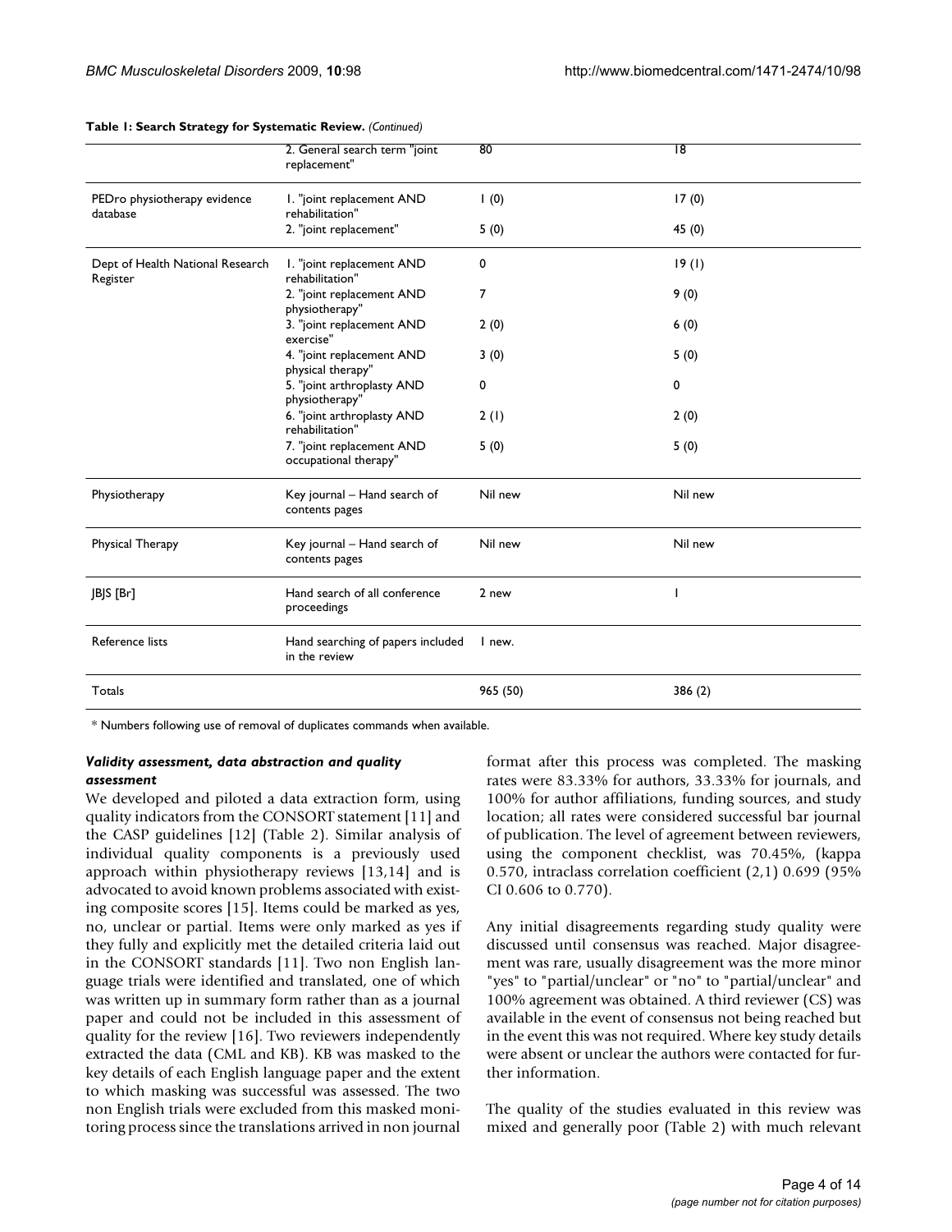**Table 1: Search Strategy for Systematic Review.** *(Continued)*

| | | | |
|---|---|---|---|
| | 2. General search term "joint replacement" | 80 | 18 |
| PEDro physiotherapy evidence database | 1. "joint replacement AND rehabilitation" | 1 (0) | 17 (0) |
| | 2. "joint replacement" | 5 (0) | 45 (0) |
| Dept of Health National Research Register | 1. "joint replacement AND rehabilitation" | 0 | 19 (1) |
| | 2. "joint replacement AND physiotherapy" | 7 | 9 (0) |
| | 3. "joint replacement AND exercise" | 2 (0) | 6 (0) |
| | 4. "joint replacement AND physical therapy" | 3 (0) | 5 (0) |
| | 5. "joint arthroplasty AND physiotherapy" | 0 | 0 |
| | 6. "joint arthroplasty AND rehabilitation" | 2 (1) | 2 (0) |
| | 7. "joint replacement AND occupational therapy" | 5 (0) | 5 (0) |
| Physiotherapy | Key journal – Hand search of contents pages | Nil new | Nil new |
| Physical Therapy | Key journal – Hand search of contents pages | Nil new | Nil new |
| JBJS [Br] | Hand search of all conference proceedings | 2 new | 1 |
| Reference lists | Hand searching of papers included in the review | 1 new. | |
| Totals | | 965 (50) | 386 (2) |

* Numbers following use of removal of duplicates commands when available.

### *Validity assessment, data abstraction and quality assessment*

We developed and piloted a data extraction form, using quality indicators from the CONSORT statement [11] and the CASP guidelines [12] (Table 2). Similar analysis of individual quality components is a previously used approach within physiotherapy reviews [13,14] and is advocated to avoid known problems associated with existing composite scores [15]. Items could be marked as yes, no, unclear or partial. Items were only marked as yes if they fully and explicitly met the detailed criteria laid out in the CONSORT standards [11]. Two non English language trials were identified and translated, one of which was written up in summary form rather than as a journal paper and could not be included in this assessment of quality for the review [16]. Two reviewers independently extracted the data (CML and KB). KB was masked to the key details of each English language paper and the extent to which masking was successful was assessed. The two non English trials were excluded from this masked monitoring process since the translations arrived in non journal format after this process was completed. The masking rates were 83.33% for authors, 33.33% for journals, and 100% for author affiliations, funding sources, and study location; all rates were considered successful bar journal of publication. The level of agreement between reviewers, using the component checklist, was 70.45%, (kappa 0.570, intraclass correlation coefficient (2,1) 0.699 (95% CI 0.606 to 0.770).

Any initial disagreements regarding study quality were discussed until consensus was reached. Major disagreement was rare, usually disagreement was the more minor "yes" to "partial/unclear" or "no" to "partial/unclear" and 100% agreement was obtained. A third reviewer (CS) was available in the event of consensus not being reached but in the event this was not required. Where key study details were absent or unclear the authors were contacted for further information.

The quality of the studies evaluated in this review was mixed and generally poor (Table 2) with much relevant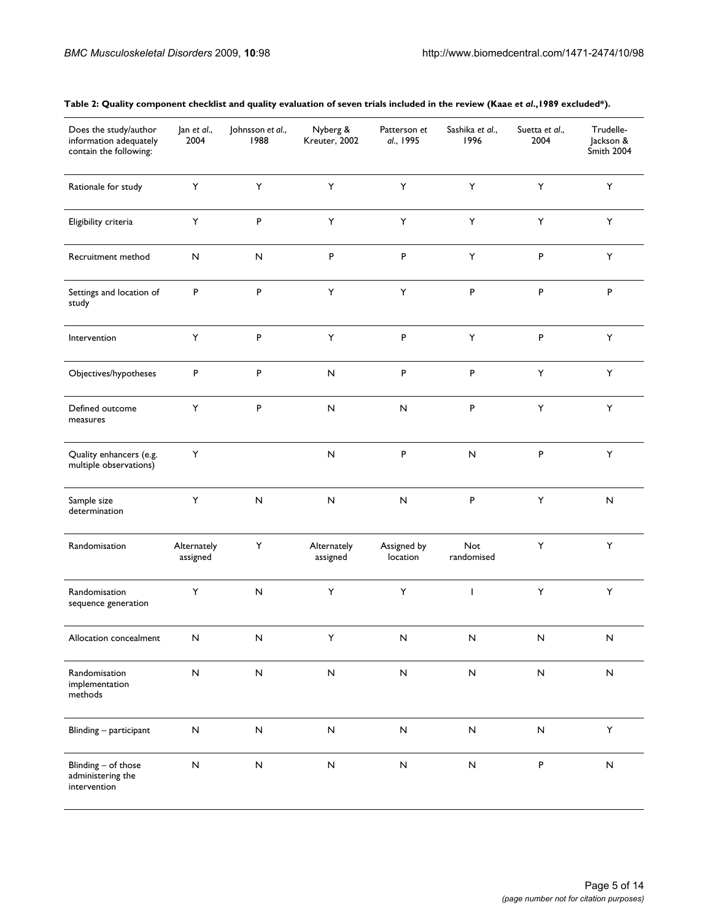**Table 2: Quality component checklist and quality evaluation of seven trials included in the review (Kaae *et al*.,1989 excluded*).**

| Does the study/author information adequately contain the following: | Jan *et al*., 2004 | Johnsson *et al*., 1988 | Nyberg & Kreuter, 2002 | Patterson *et al*., 1995 | Sashika *et al*., 1996 | Suetta *et al*., 2004 | Trudelle-Jackson & Smith 2004 |
|---|---|---|---|---|---|---|---|
| Rationale for study | Y | Y | Y | Y | Y | Y | Y |
| Eligibility criteria | Y | P | Y | Y | Y | Y | Y |
| Recruitment method | N | N | P | P | Y | P | Y |
| Settings and location of study | P | P | Y | Y | P | P | P |
| Intervention | Y | P | Y | P | Y | P | Y |
| Objectives/hypotheses | P | P | N | P | P | Y | Y |
| Defined outcome measures | Y | P | N | N | P | Y | Y |
| Quality enhancers (e.g. multiple observations) | Y | | N | P | N | P | Y |
| Sample size determination | Y | N | N | N | P | Y | N |
| Randomisation | Alternately assigned | Y | Alternately assigned | Assigned by location | Not randomised | Y | Y |
| Randomisation sequence generation | Y | N | Y | Y | I | Y | Y |
| Allocation concealment | N | N | Y | N | N | N | N |
| Randomisation implementation methods | N | N | N | N | N | N | N |
| Blinding – participant | N | N | N | N | N | N | Y |
| Blinding – of those administering the intervention | N | N | N | N | N | P | N |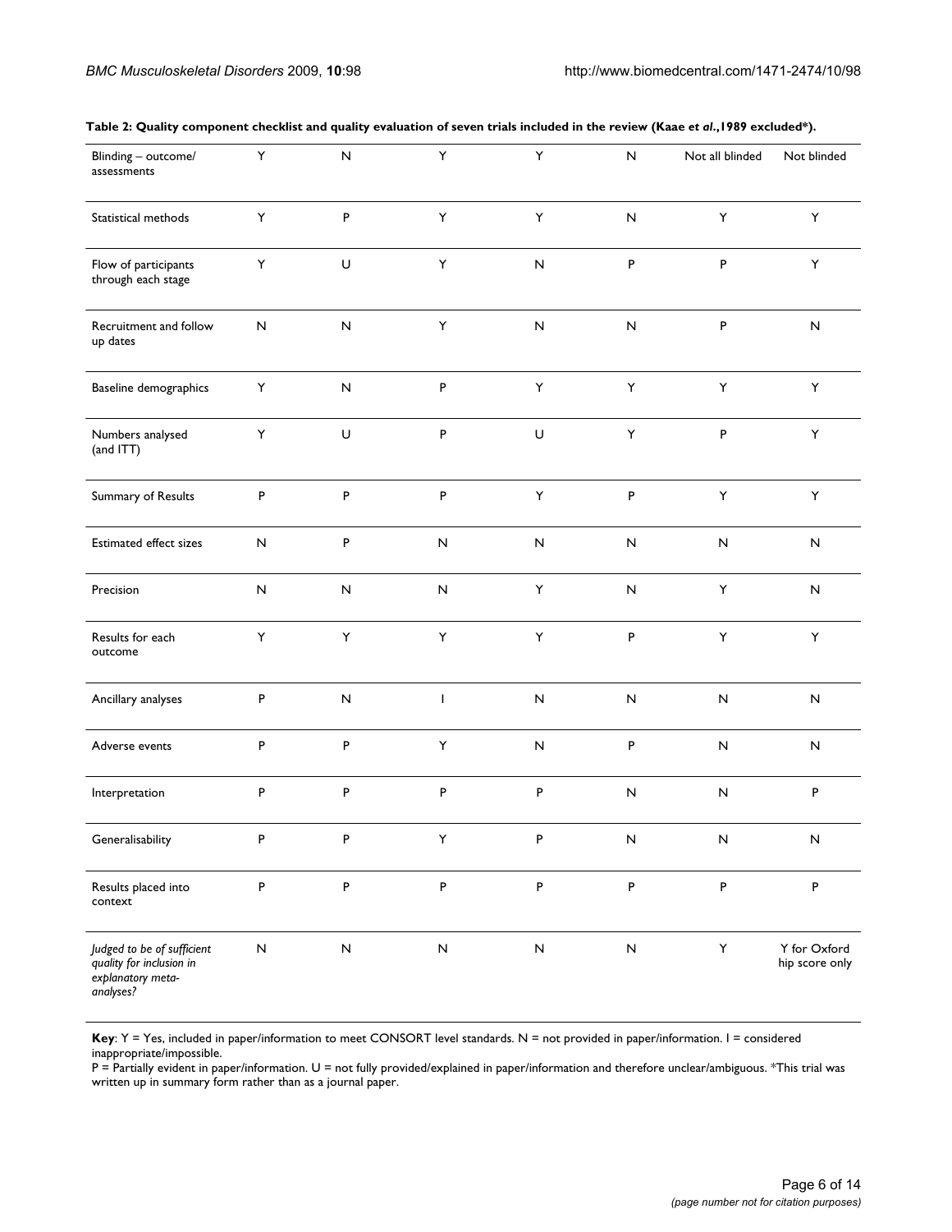**Table 2: Quality component checklist and quality evaluation of seven trials included in the review (Kaae *et al*.,1989 excluded*).**

| | | | | | | | |
|---|---|---|---|---|---|---|---|
| Blinding – outcome/ assessments | Y | N | Y | Y | N | Not all blinded | Not blinded |
| Statistical methods | Y | P | Y | Y | N | Y | Y |
| Flow of participants through each stage | Y | U | Y | N | P | P | Y |
| Recruitment and follow up dates | N | N | Y | N | N | P | N |
| Baseline demographics | Y | N | P | Y | Y | Y | Y |
| Numbers analysed (and ITT) | Y | U | P | U | Y | P | Y |
| Summary of Results | P | P | P | Y | P | Y | Y |
| Estimated effect sizes | N | P | N | N | N | N | N |
| Precision | N | N | N | Y | N | Y | N |
| Results for each outcome | Y | Y | Y | Y | P | Y | Y |
| Ancillary analyses | P | N | I | N | N | N | N |
| Adverse events | P | P | Y | N | P | N | N |
| Interpretation | P | P | P | P | N | N | P |
| Generalisability | P | P | Y | P | N | N | N |
| Results placed into context | P | P | P | P | P | P | P |
| *Judged to be of sufficient quality for inclusion in explanatory meta-analyses?* | N | N | N | N | N | Y | Y for Oxford hip score only |

**Key**: Y = Yes, included in paper/information to meet CONSORT level standards. N = not provided in paper/information. I = considered inappropriate/impossible.
P = Partially evident in paper/information. U = not fully provided/explained in paper/information and therefore unclear/ambiguous. *This trial was written up in summary form rather than as a journal paper.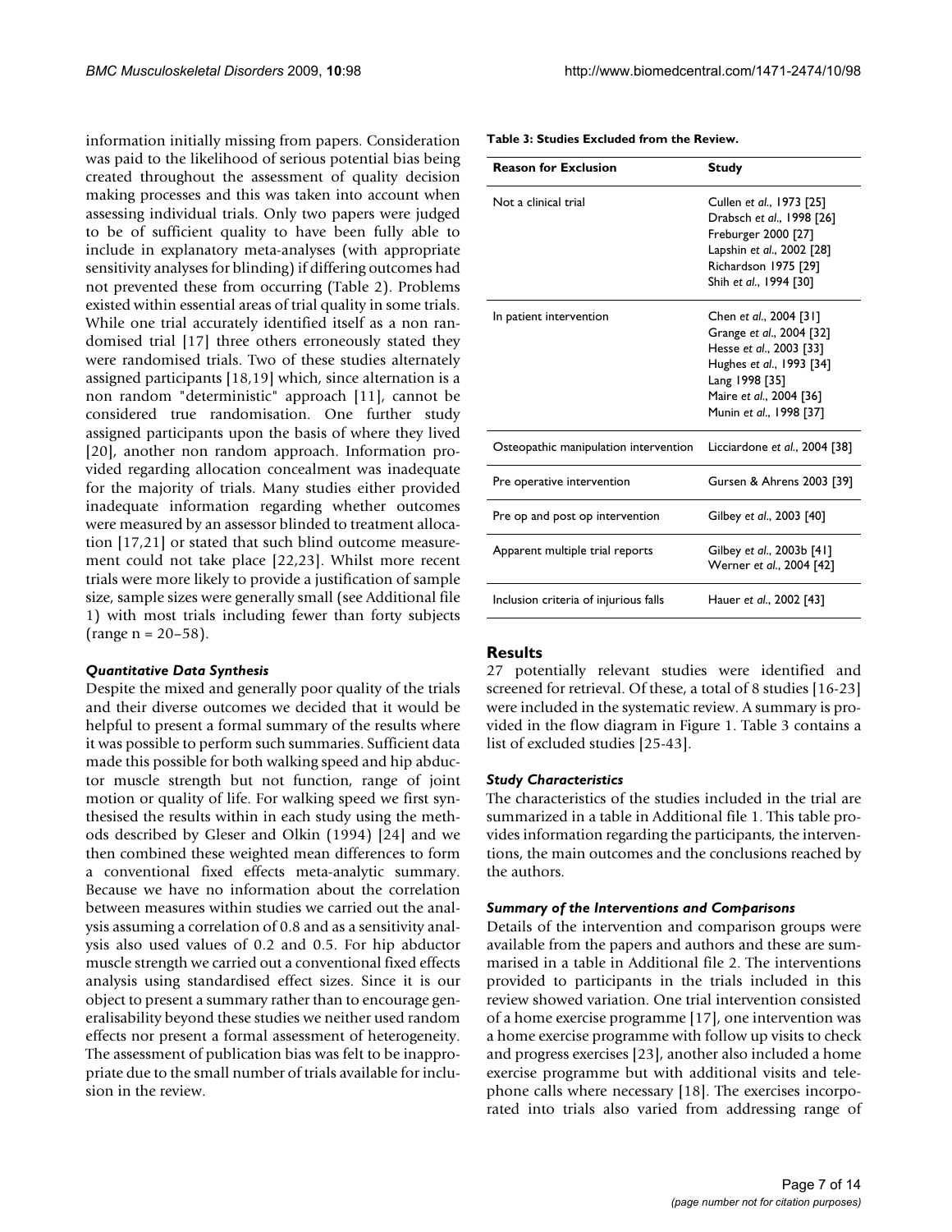information initially missing from papers. Consideration was paid to the likelihood of serious potential bias being created throughout the assessment of quality decision making processes and this was taken into account when assessing individual trials. Only two papers were judged to be of sufficient quality to have been fully able to include in explanatory meta-analyses (with appropriate sensitivity analyses for blinding) if differing outcomes had not prevented these from occurring (Table 2). Problems existed within essential areas of trial quality in some trials. While one trial accurately identified itself as a non randomised trial [17] three others erroneously stated they were randomised trials. Two of these studies alternately assigned participants [18,19] which, since alternation is a non random "deterministic" approach [11], cannot be considered true randomisation. One further study assigned participants upon the basis of where they lived [20], another non random approach. Information provided regarding allocation concealment was inadequate for the majority of trials. Many studies either provided inadequate information regarding whether outcomes were measured by an assessor blinded to treatment allocation [17,21] or stated that such blind outcome measurement could not take place [22,23]. Whilst more recent trials were more likely to provide a justification of sample size, sample sizes were generally small (see Additional file 1) with most trials including fewer than forty subjects (range n = 20–58).

### *Quantitative Data Synthesis*

Despite the mixed and generally poor quality of the trials and their diverse outcomes we decided that it would be helpful to present a formal summary of the results where it was possible to perform such summaries. Sufficient data made this possible for both walking speed and hip abductor muscle strength but not function, range of joint motion or quality of life. For walking speed we first synthesised the results within in each study using the methods described by Gleser and Olkin (1994) [24] and we then combined these weighted mean differences to form a conventional fixed effects meta-analytic summary. Because we have no information about the correlation between measures within studies we carried out the analysis assuming a correlation of 0.8 and as a sensitivity analysis also used values of 0.2 and 0.5. For hip abductor muscle strength we carried out a conventional fixed effects analysis using standardised effect sizes. Since it is our object to present a summary rather than to encourage generalisability beyond these studies we neither used random effects nor present a formal assessment of heterogeneity. The assessment of publication bias was felt to be inappropriate due to the small number of trials available for inclusion in the review.

**Table 3: Studies Excluded from the Review.**

| Reason for Exclusion | Study |
|---|---|
| Not a clinical trial | Cullen *et al*., 1973 [25]<br>Drabsch *et al*., 1998 [26]<br>Freburger 2000 [27]<br>Lapshin *et al*., 2002 [28]<br>Richardson 1975 [29]<br>Shih *et al*., 1994 [30] |
| In patient intervention | Chen *et al*., 2004 [31]<br>Grange *et al*., 2004 [32]<br>Hesse *et al*., 2003 [33]<br>Hughes *et al*., 1993 [34]<br>Lang 1998 [35]<br>Maire *et al*., 2004 [36]<br>Munin *et al*., 1998 [37] |
| Osteopathic manipulation intervention | Licciardone *et al*., 2004 [38] |
| Pre operative intervention | Gursen & Ahrens 2003 [39] |
| Pre op and post op intervention | Gilbey *et al*., 2003 [40] |
| Apparent multiple trial reports | Gilbey *et al*., 2003b [41]<br>Werner *et al*., 2004 [42] |
| Inclusion criteria of injurious falls | Hauer *et al*., 2002 [43] |

## Results

27 potentially relevant studies were identified and screened for retrieval. Of these, a total of 8 studies [16-23] were included in the systematic review. A summary is provided in the flow diagram in Figure 1. Table 3 contains a list of excluded studies [25-43].

### *Study Characteristics*

The characteristics of the studies included in the trial are summarized in a table in Additional file 1. This table provides information regarding the participants, the interventions, the main outcomes and the conclusions reached by the authors.

### *Summary of the Interventions and Comparisons*

Details of the intervention and comparison groups were available from the papers and authors and these are summarised in a table in Additional file 2. The interventions provided to participants in the trials included in this review showed variation. One trial intervention consisted of a home exercise programme [17], one intervention was a home exercise programme with follow up visits to check and progress exercises [23], another also included a home exercise programme but with additional visits and telephone calls where necessary [18]. The exercises incorporated into trials also varied from addressing range of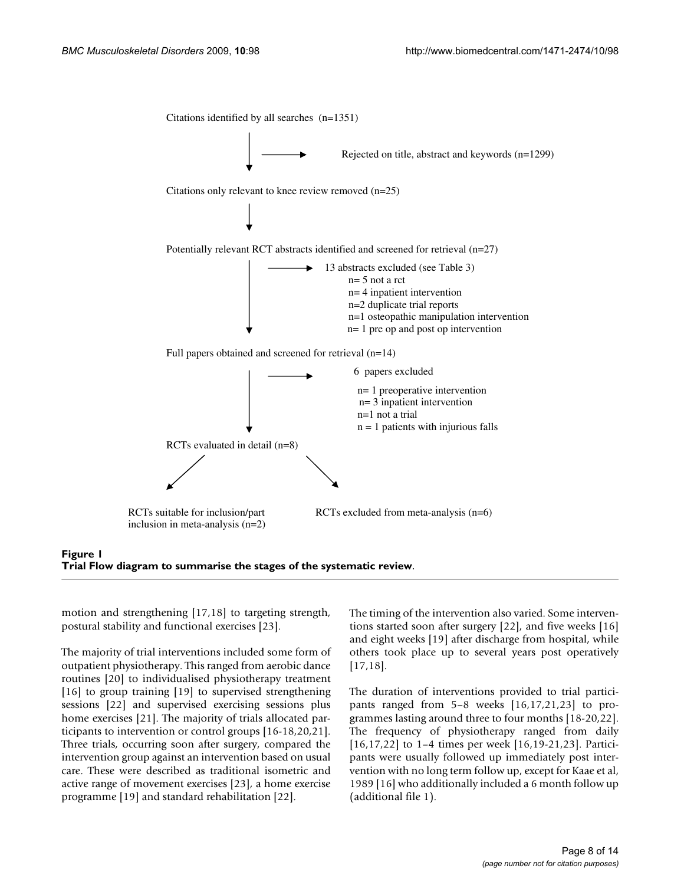Citations identified by all searches (n=1351)

→ Rejected on title, abstract and keywords (n=1299)

Citations only relevant to knee review removed (n=25)

Potentially relevant RCT abstracts identified and screened for retrieval (n=27)

→ 13 abstracts excluded (see Table 3)
- n= 5 not a rct
- n= 4 inpatient intervention
- n=2 duplicate trial reports
- n=1 osteopathic manipulation intervention
- n= 1 pre op and post op intervention

Full papers obtained and screened for retrieval (n=14)

→ 6 papers excluded
- n= 1 preoperative intervention
- n= 3 inpatient intervention
- n=1 not a trial
- n = 1 patients with injurious falls

RCTs evaluated in detail (n=8)

RCTs suitable for inclusion/part inclusion in meta-analysis (n=2)

RCTs excluded from meta-analysis (n=6)

**Figure 1**
**Trial Flow diagram to summarise the stages of the systematic review**.

motion and strengthening [17,18] to targeting strength, postural stability and functional exercises [23].

The majority of trial interventions included some form of outpatient physiotherapy. This ranged from aerobic dance routines [20] to individualised physiotherapy treatment [16] to group training [19] to supervised strengthening sessions [22] and supervised exercising sessions plus home exercises [21]. The majority of trials allocated participants to intervention or control groups [16-18,20,21]. Three trials, occurring soon after surgery, compared the intervention group against an intervention based on usual care. These were described as traditional isometric and active range of movement exercises [23], a home exercise programme [19] and standard rehabilitation [22].

The timing of the intervention also varied. Some interventions started soon after surgery [22], and five weeks [16] and eight weeks [19] after discharge from hospital, while others took place up to several years post operatively [17,18].

The duration of interventions provided to trial participants ranged from 5–8 weeks [16,17,21,23] to programmes lasting around three to four months [18-20,22]. The frequency of physiotherapy ranged from daily [16,17,22] to 1–4 times per week [16,19-21,23]. Participants were usually followed up immediately post intervention with no long term follow up, except for Kaae et al, 1989 [16] who additionally included a 6 month follow up (additional file 1).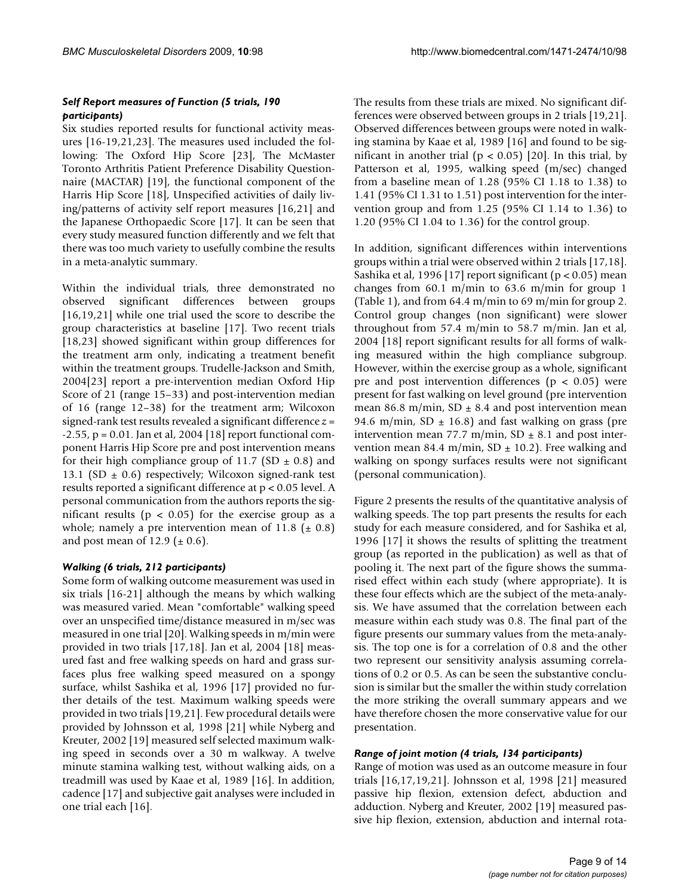### *Self Report measures of Function (5 trials, 190 participants)*

Six studies reported results for functional activity measures [16-19,21,23]. The measures used included the following: The Oxford Hip Score [23], The McMaster Toronto Arthritis Patient Preference Disability Questionnaire (MACTAR) [19], the functional component of the Harris Hip Score [18], Unspecified activities of daily living/patterns of activity self report measures [16,21] and the Japanese Orthopaedic Score [17]. It can be seen that every study measured function differently and we felt that there was too much variety to usefully combine the results in a meta-analytic summary.

Within the individual trials, three demonstrated no observed significant differences between groups [16,19,21] while one trial used the score to describe the group characteristics at baseline [17]. Two recent trials [18,23] showed significant within group differences for the treatment arm only, indicating a treatment benefit within the treatment groups. Trudelle-Jackson and Smith, 2004[23] report a pre-intervention median Oxford Hip Score of 21 (range 15–33) and post-intervention median of 16 (range 12–38) for the treatment arm; Wilcoxon signed-rank test results revealed a significant difference $z = -2.55$, $p = 0.01$. Jan et al, 2004 [18] report functional component Harris Hip Score pre and post intervention means for their high compliance group of 11.7 (SD ± 0.8) and 13.1 (SD ± 0.6) respectively; Wilcoxon signed-rank test results reported a significant difference at $p < 0.05$ level. A personal communication from the authors reports the significant results ($p < 0.05$) for the exercise group as a whole; namely a pre intervention mean of 11.8 (± 0.8) and post mean of 12.9 (± 0.6).

### *Walking (6 trials, 212 participants)*

Some form of walking outcome measurement was used in six trials [16-21] although the means by which walking was measured varied. Mean "comfortable" walking speed over an unspecified time/distance measured in m/sec was measured in one trial [20]. Walking speeds in m/min were provided in two trials [17,18]. Jan et al, 2004 [18] measured fast and free walking speeds on hard and grass surfaces plus free walking speed measured on a spongy surface, whilst Sashika et al, 1996 [17] provided no further details of the test. Maximum walking speeds were provided in two trials [19,21]. Few procedural details were provided by Johnsson et al, 1998 [21] while Nyberg and Kreuter, 2002 [19] measured self selected maximum walking speed in seconds over a 30 m walkway. A twelve minute stamina walking test, without walking aids, on a treadmill was used by Kaae et al, 1989 [16]. In addition, cadence [17] and subjective gait analyses were included in one trial each [16].

The results from these trials are mixed. No significant differences were observed between groups in 2 trials [19,21]. Observed differences between groups were noted in walking stamina by Kaae et al, 1989 [16] and found to be significant in another trial ($p < 0.05$) [20]. In this trial, by Patterson et al, 1995, walking speed (m/sec) changed from a baseline mean of 1.28 (95% CI 1.18 to 1.38) to 1.41 (95% CI 1.31 to 1.51) post intervention for the intervention group and from 1.25 (95% CI 1.14 to 1.36) to 1.20 (95% CI 1.04 to 1.36) for the control group.

In addition, significant differences within interventions groups within a trial were observed within 2 trials [17,18]. Sashika et al, 1996 [17] report significant ($p < 0.05$) mean changes from 60.1 m/min to 63.6 m/min for group 1 (Table 1), and from 64.4 m/min to 69 m/min for group 2. Control group changes (non significant) were slower throughout from 57.4 m/min to 58.7 m/min. Jan et al, 2004 [18] report significant results for all forms of walking measured within the high compliance subgroup. However, within the exercise group as a whole, significant pre and post intervention differences ($p < 0.05$) were present for fast walking on level ground (pre intervention mean 86.8 m/min, SD ± 8.4 and post intervention mean 94.6 m/min, SD ± 16.8) and fast walking on grass (pre intervention mean 77.7 m/min, SD ± 8.1 and post intervention mean 84.4 m/min, SD ± 10.2). Free walking and walking on spongy surfaces results were not significant (personal communication).

Figure 2 presents the results of the quantitative analysis of walking speeds. The top part presents the results for each study for each measure considered, and for Sashika et al, 1996 [17] it shows the results of splitting the treatment group (as reported in the publication) as well as that of pooling it. The next part of the figure shows the summarised effect within each study (where appropriate). It is these four effects which are the subject of the meta-analysis. We have assumed that the correlation between each measure within each study was 0.8. The final part of the figure presents our summary values from the meta-analysis. The top one is for a correlation of 0.8 and the other two represent our sensitivity analysis assuming correlations of 0.2 or 0.5. As can be seen the substantive conclusion is similar but the smaller the within study correlation the more striking the overall summary appears and we have therefore chosen the more conservative value for our presentation.

### *Range of joint motion (4 trials, 134 participants)*

Range of motion was used as an outcome measure in four trials [16,17,19,21]. Johnsson et al, 1998 [21] measured passive hip flexion, extension defect, abduction and adduction. Nyberg and Kreuter, 2002 [19] measured passive hip flexion, extension, abduction and internal rota-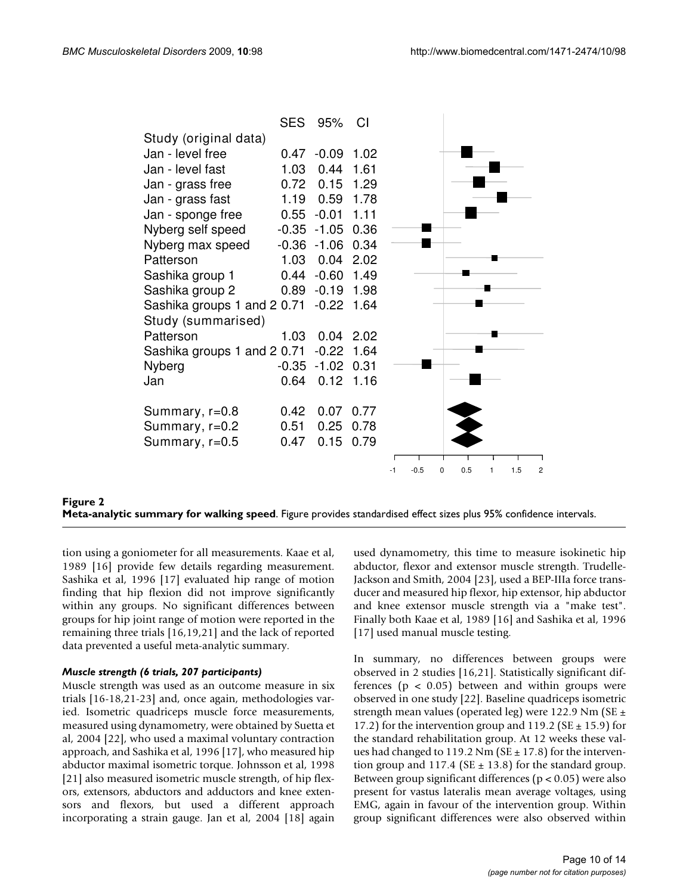| Study (original data) | SES | 95% | CI |
| --- | --- | --- | --- |
| Jan - level free | 0.47 | -0.09 | 1.02 |
| Jan - level fast | 1.03 | 0.44 | 1.61 |
| Jan - grass free | 0.72 | 0.15 | 1.29 |
| Jan - grass fast | 1.19 | 0.59 | 1.78 |
| Jan - sponge free | 0.55 | -0.01 | 1.11 |
| Nyberg self speed | -0.35 | -1.05 | 0.36 |
| Nyberg max speed | -0.36 | -1.06 | 0.34 |
| Patterson | 1.03 | 0.04 | 2.02 |
| Sashika group 1 | 0.44 | -0.60 | 1.49 |
| Sashika group 2 | 0.89 | -0.19 | 1.98 |
| Sashika groups 1 and 2 | 0.71 | -0.22 | 1.64 |
| **Study (summarised)** | | | |
| Patterson | 1.03 | 0.04 | 2.02 |
| Sashika groups 1 and 2 | 0.71 | -0.22 | 1.64 |
| Nyberg | -0.35 | -1.02 | 0.31 |
| Jan | 0.64 | 0.12 | 1.16 |
| Summary, r=0.8 | 0.42 | 0.07 | 0.77 |
| Summary, r=0.2 | 0.51 | 0.25 | 0.78 |
| Summary, r=0.5 | 0.47 | 0.15 | 0.79 |

**Figure 2**
**Meta-analytic summary for walking speed**. Figure provides standardised effect sizes plus 95% confidence intervals.

tion using a goniometer for all measurements. Kaae et al, 1989 [16] provide few details regarding measurement. Sashika et al, 1996 [17] evaluated hip range of motion finding that hip flexion did not improve significantly within any groups. No significant differences between groups for hip joint range of motion were reported in the remaining three trials [16,19,21] and the lack of reported data prevented a useful meta-analytic summary.

#### *Muscle strength (6 trials, 207 participants)*

Muscle strength was used as an outcome measure in six trials [16-18,21-23] and, once again, methodologies varied. Isometric quadriceps muscle force measurements, measured using dynamometry, were obtained by Suetta et al, 2004 [22], who used a maximal voluntary contraction approach, and Sashika et al, 1996 [17], who measured hip abductor maximal isometric torque. Johnsson et al, 1998 [21] also measured isometric muscle strength, of hip flexors, extensors, abductors and adductors and knee extensors and flexors, but used a different approach incorporating a strain gauge. Jan et al, 2004 [18] again used dynamometry, this time to measure isokinetic hip abductor, flexor and extensor muscle strength. Trudelle-Jackson and Smith, 2004 [23], used a BEP-IIIa force transducer and measured hip flexor, hip extensor, hip abductor and knee extensor muscle strength via a "make test". Finally both Kaae et al, 1989 [16] and Sashika et al, 1996 [17] used manual muscle testing.

In summary, no differences between groups were observed in 2 studies [16,21]. Statistically significant differences ($p < 0.05$) between and within groups were observed in one study [22]. Baseline quadriceps isometric strength mean values (operated leg) were 122.9 Nm (SE ± 17.2) for the intervention group and 119.2 (SE ± 15.9) for the standard rehabilitation group. At 12 weeks these values had changed to 119.2 Nm (SE ± 17.8) for the intervention group and 117.4 (SE ± 13.8) for the standard group. Between group significant differences ($p < 0.05$) were also present for vastus lateralis mean average voltages, using EMG, again in favour of the intervention group. Within group significant differences were also observed within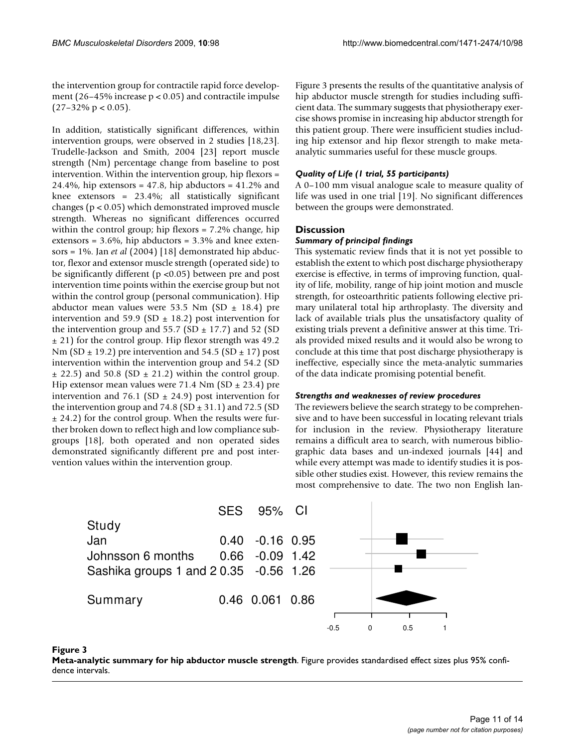the intervention group for contractile rapid force development (26–45% increase $p < 0.05$) and contractile impulse (27–32% $p < 0.05$).

In addition, statistically significant differences, within intervention groups, were observed in 2 studies [18,23]. Trudelle-Jackson and Smith, 2004 [23] report muscle strength (Nm) percentage change from baseline to post intervention. Within the intervention group, hip flexors = 24.4%, hip extensors = 47.8, hip abductors = 41.2% and knee extensors = 23.4%; all statistically significant changes ($p < 0.05$) which demonstrated improved muscle strength. Whereas no significant differences occurred within the control group; hip flexors = 7.2% change, hip extensors = 3.6%, hip abductors = 3.3% and knee extensors = 1%. Jan *et al* (2004) [18] demonstrated hip abductor, flexor and extensor muscle strength (operated side) to be significantly different ($p < 0.05$) between pre and post intervention time points within the exercise group but not within the control group (personal communication). Hip abductor mean values were 53.5 Nm (SD ± 18.4) pre intervention and 59.9 (SD ± 18.2) post intervention for the intervention group and 55.7 (SD ± 17.7) and 52 (SD ± 21) for the control group. Hip flexor strength was 49.2 Nm (SD ± 19.2) pre intervention and 54.5 (SD ± 17) post intervention within the intervention group and 54.2 (SD ± 22.5) and 50.8 (SD ± 21.2) within the control group. Hip extensor mean values were 71.4 Nm (SD ± 23.4) pre intervention and 76.1 (SD ± 24.9) post intervention for the intervention group and 74.8 (SD ± 31.1) and 72.5 (SD ± 24.2) for the control group. When the results were further broken down to reflect high and low compliance subgroups [18], both operated and non operated sides demonstrated significantly different pre and post intervention values within the intervention group.

Figure 3 presents the results of the quantitative analysis of hip abductor muscle strength for studies including sufficient data. The summary suggests that physiotherapy exercise shows promise in increasing hip abductor strength for this patient group. There were insufficient studies including hip extensor and hip flexor strength to make meta-analytic summaries useful for these muscle groups.

### *Quality of Life (1 trial, 55 participants)*

A 0–100 mm visual analogue scale to measure quality of life was used in one trial [19]. No significant differences between the groups were demonstrated.

## Discussion

### *Summary of principal findings*

This systematic review finds that it is not yet possible to establish the extent to which post discharge physiotherapy exercise is effective, in terms of improving function, quality of life, mobility, range of hip joint motion and muscle strength, for osteoarthritic patients following elective primary unilateral total hip arthroplasty. The diversity and lack of available trials plus the unsatisfactory quality of existing trials prevent a definitive answer at this time. Trials provided mixed results and it would also be wrong to conclude at this time that post discharge physiotherapy is ineffective, especially since the meta-analytic summaries of the data indicate promising potential benefit.

### *Strengths and weaknesses of review procedures*

The reviewers believe the search strategy to be comprehensive and to have been successful in locating relevant trials for inclusion in the review. Physiotherapy literature remains a difficult area to search, with numerous bibliographic data bases and un-indexed journals [44] and while every attempt was made to identify studies it is possible other studies exist. However, this review remains the most comprehensive to date. The two non English lan-

| Study | SES | 95% CI | |
|---|---|---|---|
| Jan | 0.40 | -0.16 | 0.95 |
| Johnsson 6 months | 0.66 | -0.09 | 1.42 |
| Sashika groups 1 and 2 | 0.35 | -0.56 | 1.26 |
| Summary | 0.46 | 0.061 | 0.86 |

**Figure 3**

**Meta-analytic summary for hip abductor muscle strength**. Figure provides standardised effect sizes plus 95% confidence intervals.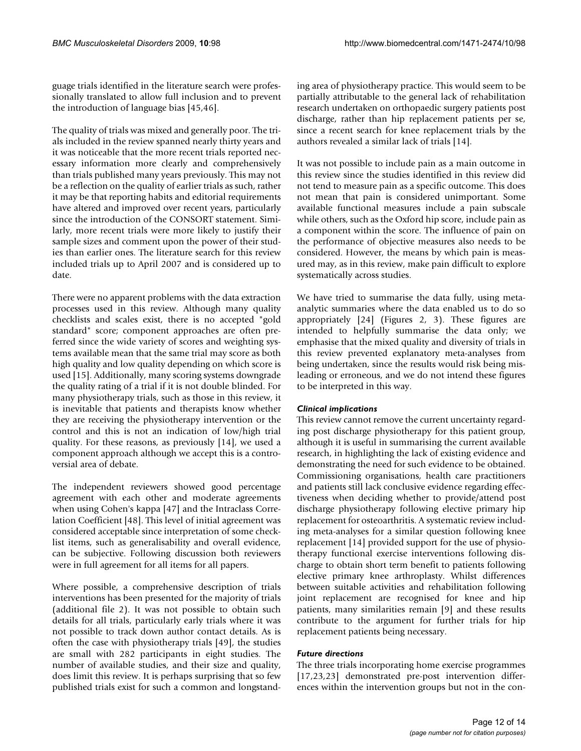guage trials identified in the literature search were professionally translated to allow full inclusion and to prevent the introduction of language bias [45,46].

The quality of trials was mixed and generally poor. The trials included in the review spanned nearly thirty years and it was noticeable that the more recent trials reported necessary information more clearly and comprehensively than trials published many years previously. This may not be a reflection on the quality of earlier trials as such, rather it may be that reporting habits and editorial requirements have altered and improved over recent years, particularly since the introduction of the CONSORT statement. Similarly, more recent trials were more likely to justify their sample sizes and comment upon the power of their studies than earlier ones. The literature search for this review included trials up to April 2007 and is considered up to date.

There were no apparent problems with the data extraction processes used in this review. Although many quality checklists and scales exist, there is no accepted "gold standard" score; component approaches are often preferred since the wide variety of scores and weighting systems available mean that the same trial may score as both high quality and low quality depending on which score is used [15]. Additionally, many scoring systems downgrade the quality rating of a trial if it is not double blinded. For many physiotherapy trials, such as those in this review, it is inevitable that patients and therapists know whether they are receiving the physiotherapy intervention or the control and this is not an indication of low/high trial quality. For these reasons, as previously [14], we used a component approach although we accept this is a controversial area of debate.

The independent reviewers showed good percentage agreement with each other and moderate agreements when using Cohen's kappa [47] and the Intraclass Correlation Coefficient [48]. This level of initial agreement was considered acceptable since interpretation of some checklist items, such as generalisability and overall evidence, can be subjective. Following discussion both reviewers were in full agreement for all items for all papers.

Where possible, a comprehensive description of trials interventions has been presented for the majority of trials (additional file 2). It was not possible to obtain such details for all trials, particularly early trials where it was not possible to track down author contact details. As is often the case with physiotherapy trials [49], the studies are small with 282 participants in eight studies. The number of available studies, and their size and quality, does limit this review. It is perhaps surprising that so few published trials exist for such a common and longstanding area of physiotherapy practice. This would seem to be partially attributable to the general lack of rehabilitation research undertaken on orthopaedic surgery patients post discharge, rather than hip replacement patients per se, since a recent search for knee replacement trials by the authors revealed a similar lack of trials [14].

It was not possible to include pain as a main outcome in this review since the studies identified in this review did not tend to measure pain as a specific outcome. This does not mean that pain is considered unimportant. Some available functional measures include a pain subscale while others, such as the Oxford hip score, include pain as a component within the score. The influence of pain on the performance of objective measures also needs to be considered. However, the means by which pain is measured may, as in this review, make pain difficult to explore systematically across studies.

We have tried to summarise the data fully, using meta-analytic summaries where the data enabled us to do so appropriately [24] (Figures 2, 3). These figures are intended to helpfully summarise the data only; we emphasise that the mixed quality and diversity of trials in this review prevented explanatory meta-analyses from being undertaken, since the results would risk being misleading or erroneous, and we do not intend these figures to be interpreted in this way.

### *Clinical implications*

This review cannot remove the current uncertainty regarding post discharge physiotherapy for this patient group, although it is useful in summarising the current available research, in highlighting the lack of existing evidence and demonstrating the need for such evidence to be obtained. Commissioning organisations, health care practitioners and patients still lack conclusive evidence regarding effectiveness when deciding whether to provide/attend post discharge physiotherapy following elective primary hip replacement for osteoarthritis. A systematic review including meta-analyses for a similar question following knee replacement [14] provided support for the use of physiotherapy functional exercise interventions following discharge to obtain short term benefit to patients following elective primary knee arthroplasty. Whilst differences between suitable activities and rehabilitation following joint replacement are recognised for knee and hip patients, many similarities remain [9] and these results contribute to the argument for further trials for hip replacement patients being necessary.

### *Future directions*

The three trials incorporating home exercise programmes [17,23,23] demonstrated pre-post intervention differences within the intervention groups but not in the con-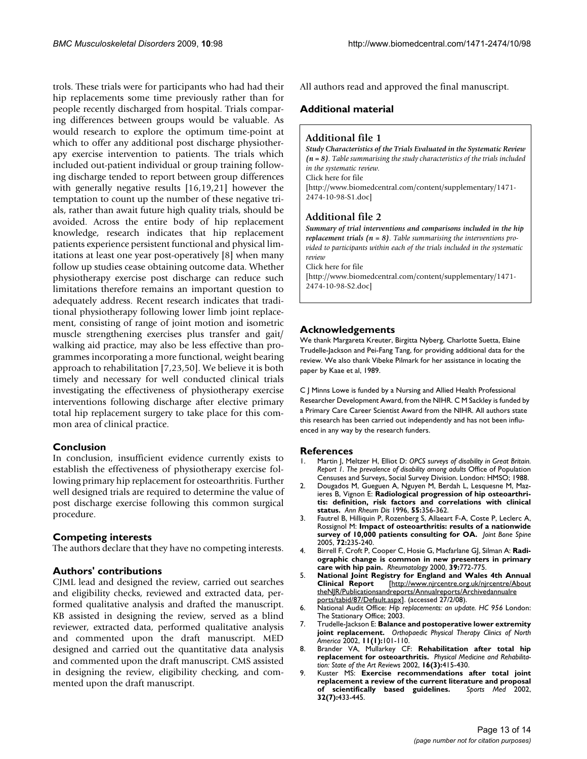trols. These trials were for participants who had had their hip replacements some time previously rather than for people recently discharged from hospital. Trials comparing differences between groups would be valuable. As would research to explore the optimum time-point at which to offer any additional post discharge physiotherapy exercise intervention to patients. The trials which included out-patient individual or group training following discharge tended to report between group differences with generally negative results [16,19,21] however the temptation to count up the number of these negative trials, rather than await future high quality trials, should be avoided. Across the entire body of hip replacement knowledge, research indicates that hip replacement patients experience persistent functional and physical limitations at least one year post-operatively [8] when many follow up studies cease obtaining outcome data. Whether physiotherapy exercise post discharge can reduce such limitations therefore remains an important question to adequately address. Recent research indicates that traditional physiotherapy following lower limb joint replacement, consisting of range of joint motion and isometric muscle strengthening exercises plus transfer and gait/walking aid practice, may also be less effective than programmes incorporating a more functional, weight bearing approach to rehabilitation [7,23,50]. We believe it is both timely and necessary for well conducted clinical trials investigating the effectiveness of physiotherapy exercise interventions following discharge after elective primary total hip replacement surgery to take place for this common area of clinical practice.

## Conclusion

In conclusion, insufficient evidence currently exists to establish the effectiveness of physiotherapy exercise following primary hip replacement for osteoarthritis. Further well designed trials are required to determine the value of post discharge exercise following this common surgical procedure.

## Competing interests

The authors declare that they have no competing interests.

## Authors' contributions

CJML lead and designed the review, carried out searches and eligibility checks, reviewed and extracted data, performed qualitative analysis and drafted the manuscript. KB assisted in designing the review, served as a blind reviewer, extracted data, performed qualitative analysis and commented upon the draft manuscript. MED designed and carried out the quantitative data analysis and commented upon the draft manuscript. CMS assisted in designing the review, eligibility checking, and commented upon the draft manuscript.

All authors read and approved the final manuscript.

## Additional material

### Additional file 1

***Study Characteristics of the Trials Evaluated in the Systematic Review (n = 8)****. Table summarising the study characteristics of the trials included in the systematic review.*
Click here for file
[http://www.biomedcentral.com/content/supplementary/1471-2474-10-98-S1.doc]

### Additional file 2

***Summary of trial interventions and comparisons included in the hip replacement trials (n = 8)****. Table summarising the interventions provided to participants within each of the trials included in the systematic review*
Click here for file
[http://www.biomedcentral.com/content/supplementary/1471-2474-10-98-S2.doc]

## Acknowledgements

We thank Margareta Kreuter, Birgitta Nyberg, Charlotte Suetta, Elaine Trudelle-Jackson and Pei-Fang Tang, for providing additional data for the review. We also thank Vibeke Pilmark for her assistance in locating the paper by Kaae et al, 1989.

C J Minns Lowe is funded by a Nursing and Allied Health Professional Researcher Development Award, from the NIHR. C M Sackley is funded by a Primary Care Career Scientist Award from the NIHR. All authors state this research has been carried out independently and has not been influenced in any way by the research funders.

## References

1. Martin J, Meltzer H, Elliot D: *OPCS surveys of disability in Great Britain. Report 1. The prevalence of disability among adults* Office of Population Censuses and Surveys, Social Survey Division. London: HMSO; 1988.
2. Dougados M, Gueguen A, Nguyen M, Berdah L, Lesquesne M, Mazieres B, Vignon E: **Radiological progression of hip osteoarthritis: definition, risk factors and correlations with clinical status.** *Ann Rheum Dis* 1996, **55:**356-362.
3. Fautrel B, Hilliquin P, Rozenberg S, Allaeart F-A, Coste P, Leclerc A, Rossignol M: **Impact of osteoarthritis: results of a nationwide survey of 10,000 patients consulting for OA.** *Joint Bone Spine* 2005, **72:**235-240.
4. Birrell F, Croft P, Cooper C, Hosie G, Macfarlane GJ, Silman A: **Radiographic change is common in new presenters in primary care with hip pain.** *Rheumatology* 2000, **39:**772-775.
5. **National Joint Registry for England and Wales 4th Annual Clinical Report** [http://www.njrcentre.org.uk/njrcentre/AbouttheNJR/Publicationsandreports/Annualreports/Archivedannualreports/tabid/87/Default.aspx]. (accessed 27/2/08).
6. National Audit Office: *Hip replacements: an update. HC 956* London: The Stationary Office; 2003.
7. Trudelle-Jackson E: **Balance and postoperative lower extremity joint replacement.** *Orthopaedic Physical Therapy Clinics of North America* 2002, **11(1):**101-110.
8. Brander VA, Mullarkey CF: **Rehabilitation after total hip replacement for osteoarthritis.** *Physical Medicine and Rehabilitation: State of the Art Reviews* 2002, **16(3):**415-430.
9. Kuster MS: **Exercise recommendations after total joint replacement a review of the current literature and proposal of scientifically based guidelines.** *Sports Med* 2002, **32(7):**433-445.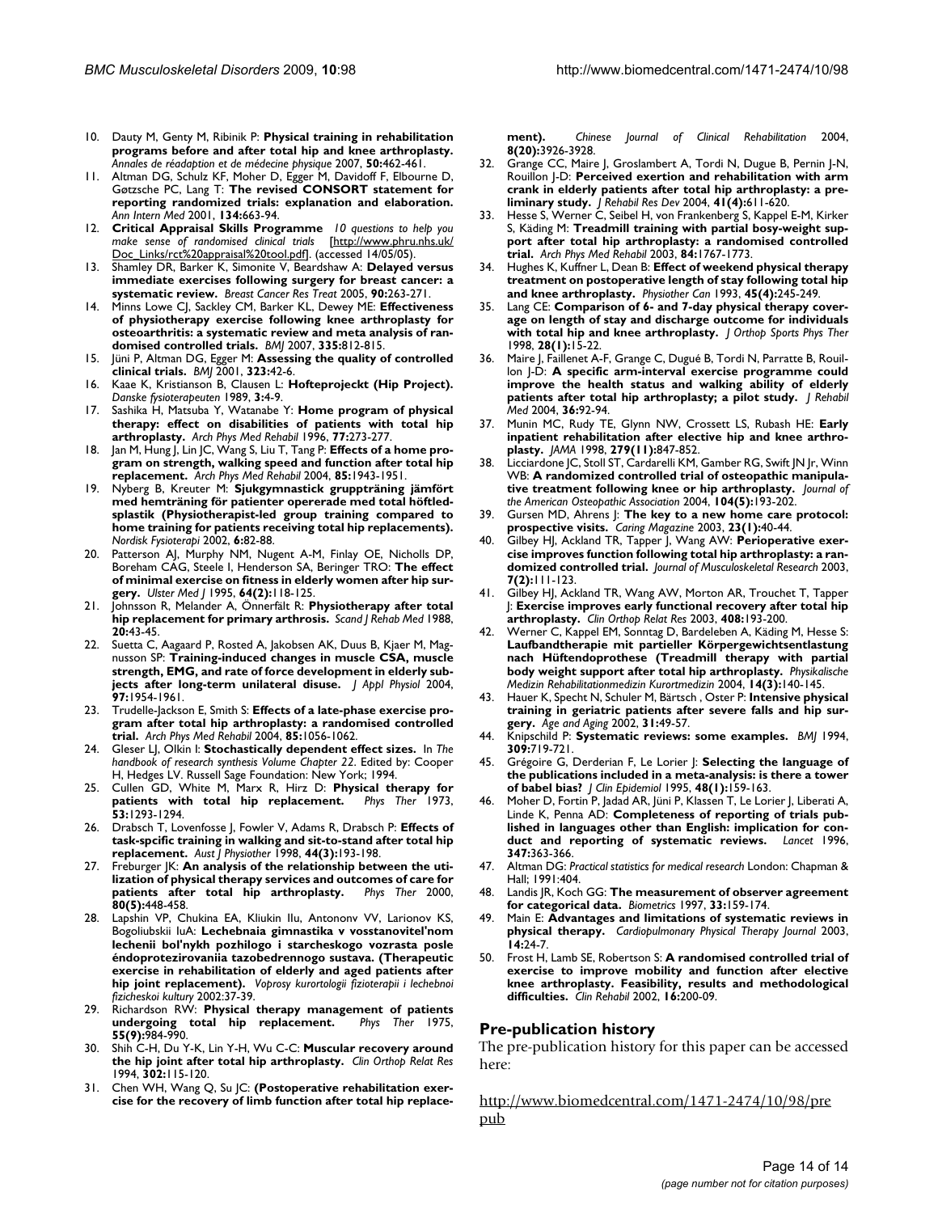10. Dauty M, Genty M, Ribinik P: **Physical training in rehabilitation programs before and after total hip and knee arthroplasty.** *Annales de réadaption et de médecine physique* 2007, **50:**462-461.
11. Altman DG, Schulz KF, Moher D, Egger M, Davidoff F, Elbourne D, Gøtzsche PC, Lang T: **The revised CONSORT statement for reporting randomized trials: explanation and elaboration.** *Ann Intern Med* 2001, **134:**663-94.
12. **Critical Appraisal Skills Programme** *10 questions to help you make sense of randomised clinical trials* [http://www.phru.nhs.uk/Doc_Links/rct%20appraisal%20tool.pdf]. (accessed 14/05/05).
13. Shamley DR, Barker K, Simonite V, Beardshaw A: **Delayed versus immediate exercises following surgery for breast cancer: a systematic review.** *Breast Cancer Res Treat* 2005, **90:**263-271.
14. Minns Lowe CJ, Sackley CM, Barker KL, Dewey ME: **Effectiveness of physiotherapy exercise following knee arthroplasty for osteoarthritis: a systematic review and meta analysis of randomised controlled trials.** *BMJ* 2007, **335:**812-815.
15. Jüni P, Altman DG, Egger M: **Assessing the quality of controlled clinical trials.** *BMJ* 2001, **323:**42-6.
16. Kaae K, Kristianson B, Clausen L: **Hofteprojeckt (Hip Project).** *Danske fysioterapeuten* 1989, **3:**4-9.
17. Sashika H, Matsuba Y, Watanabe Y: **Home program of physical therapy: effect on disabilities of patients with total hip arthroplasty.** *Arch Phys Med Rehabil* 1996, **77:**273-277.
18. Jan M, Hung J, Lin JC, Wang S, Liu T, Tang P: **Effects of a home program on strength, walking speed and function after total hip replacement.** *Arch Phys Med Rehabil* 2004, **85:**1943-1951.
19. Nyberg B, Kreuter M: **Sjukgymnastick gruppträning jämfört med hemträning för patienter opererade med total höftledsplastik (Physiotherapist-led group training compared to home training for patients receiving total hip replacements).** *Nordisk Fysioterapi* 2002, **6:**82-88.
20. Patterson AJ, Murphy NM, Nugent A-M, Finlay OE, Nicholls DP, Boreham CAG, Steele I, Henderson SA, Beringer TRO: **The effect of minimal exercise on fitness in elderly women after hip surgery.** *Ulster Med J* 1995, **64(2):**118-125.
21. Johnsson R, Melander A, Önnerfält R: **Physiotherapy after total hip replacement for primary arthrosis.** *Scand J Rehab Med* 1988, **20:**43-45.
22. Suetta C, Aagaard P, Rosted A, Jakobsen AK, Duus B, Kjaer M, Magnusson SP: **Training-induced changes in muscle CSA, muscle strength, EMG, and rate of force development in elderly subjects after long-term unilateral disuse.** *J Appl Physiol* 2004, **97:**1954-1961.
23. Trudelle-Jackson E, Smith S: **Effects of a late-phase exercise program after total hip arthroplasty: a randomised controlled trial.** *Arch Phys Med Rehabil* 2004, **85:**1056-1062.
24. Gleser LJ, Olkin I: **Stochastically dependent effect sizes.** In *The handbook of research synthesis Volume Chapter 22*. Edited by: Cooper H, Hedges LV. Russell Sage Foundation: New York; 1994.
25. Cullen GD, White M, Marx R, Hirz D: **Physical therapy for patients with total hip replacement.** *Phys Ther* 1973, **53:**1293-1294.
26. Drabsch T, Lovenfosse J, Fowler V, Adams R, Drabsch P: **Effects of task-spcific training in walking and sit-to-stand after total hip replacement.** *Aust J Physiother* 1998, **44(3):**193-198.
27. Freburger JK: **An analysis of the relationship between the utilization of physical therapy services and outcomes of care for patients after total hip arthroplasty.** *Phys Ther* 2000, **80(5):**448-458.
28. Lapshin VP, Chukina EA, Kliukin IIu, Antononv VV, Larionov KS, Bogoliubskii IuA: **Lechebnaia gimnastika v vosstanovitel'nom lechenii bol'nykh pozhilogo i starcheskogo vozrasta posle éndoprotezirovaniia tazobedrennogo sustava. (Therapeutic exercise in rehabilitation of elderly and aged patients after hip joint replacement).** *Voprosy kurortologii fizioterapii i lechebnoi fizicheskoi kultury* 2002:37-39.
29. Richardson RW: **Physical therapy management of patients undergoing total hip replacement.** *Phys Ther* 1975, **55(9):**984-990.
30. Shih C-H, Du Y-K, Lin Y-H, Wu C-C: **Muscular recovery around the hip joint after total hip arthroplasty.** *Clin Orthop Relat Res* 1994, **302:**115-120.
31. Chen WH, Wang Q, Su JC: **(Postoperative rehabilitation exercise for the recovery of limb function after total hip replacement).** *Chinese Journal of Clinical Rehabilitation* 2004, **8(20):**3926-3928.
32. Grange CC, Maire J, Groslambert A, Tordi N, Dugue B, Pernin J-N, Rouillon J-D: **Perceived exertion and rehabilitation with arm crank in elderly patients after total hip arthroplasty: a preliminary study.** *J Rehabil Res Dev* 2004, **41(4):**611-620.
33. Hesse S, Werner C, Seibel H, von Frankenberg S, Kappel E-M, Kirker S, Käding M: **Treadmill training with partial bosy-weight support after total hip arthroplasty: a randomised controlled trial.** *Arch Phys Med Rehabil* 2003, **84:**1767-1773.
34. Hughes K, Kuffner L, Dean B: **Effect of weekend physical therapy treatment on postoperative length of stay following total hip and knee arthroplasty.** *Physiother Can* 1993, **45(4):**245-249.
35. Lang CE: **Comparison of 6- and 7-day physical therapy coverage on length of stay and discharge outcome for individuals with total hip and knee arthroplasty.** *J Orthop Sports Phys Ther* 1998, **28(1):**15-22.
36. Maire J, Faillenet A-F, Grange C, Dugué B, Tordi N, Parratte B, Rouillon J-D: **A specific arm-interval exercise programme could improve the health status and walking ability of elderly patients after total hip arthroplasty; a pilot study.** *J Rehabil Med* 2004, **36:**92-94.
37. Munin MC, Rudy TE, Glynn NW, Crossett LS, Rubash HE: **Early inpatient rehabilitation after elective hip and knee arthroplasty.** *JAMA* 1998, **279(11):**847-852.
38. Licciardone JC, Stoll ST, Cardarelli KM, Gamber RG, Swift JN Jr, Winn WB: **A randomized controlled trial of osteopathic manipulative treatment following knee or hip arthroplasty.** *Journal of the American Osteopathic Association* 2004, **104(5):**193-202.
39. Gursen MD, Ahrens J: **The key to a new home care protocol: prospective visits.** *Caring Magazine* 2003, **23(1):**40-44.
40. Gilbey HJ, Ackland TR, Tapper J, Wang AW: **Perioperative exercise improves function following total hip arthroplasty: a randomized controlled trial.** *Journal of Musculoskeletal Research* 2003, **7(2):**111-123.
41. Gilbey HJ, Ackland TR, Wang AW, Morton AR, Trouchet T, Tapper J: **Exercise improves early functional recovery after total hip arthroplasty.** *Clin Orthop Relat Res* 2003, **408:**193-200.
42. Werner C, Kappel EM, Sonntag D, Bardeleben A, Käding M, Hesse S: **Laufbandtherapie mit partieller Körpergewichtsentlastung nach Hüftendoprothese (Treadmill therapy with partial body weight support after total hip arthroplasty.** *Physikalische Medizin Rehabilitationmedizin Kurortmedizin* 2004, **14(3):**140-145.
43. Hauer K, Specht N, Schuler M, Bärtsch , Oster P: **Intensive physical training in geriatric patients after severe falls and hip surgery.** *Age and Aging* 2002, **31:**49-57.
44. Knipschild P: **Systematic reviews: some examples.** *BMJ* 1994, **309:**719-721.
45. Grégoire G, Derderian F, Le Lorier J: **Selecting the language of the publications included in a meta-analysis: is there a tower of babel bias?** *J Clin Epidemiol* 1995, **48(1):**159-163.
46. Moher D, Fortin P, Jadad AR, Jüni P, Klassen T, Le Lorier J, Liberati A, Linde K, Penna AD: **Completeness of reporting of trials published in languages other than English: implication for conduct and reporting of systematic reviews.** *Lancet* 1996, **347:**363-366.
47. Altman DG: *Practical statistics for medical research* London: Chapman & Hall; 1991:404.
48. Landis JR, Koch GG: **The measurement of observer agreement for categorical data.** *Biometrics* 1997, **33:**159-174.
49. Main E: **Advantages and limitations of systematic reviews in physical therapy.** *Cardiopulmonary Physical Therapy Journal* 2003, **14:**24-7.
50. Frost H, Lamb SE, Robertson S: **A randomised controlled trial of exercise to improve mobility and function after elective knee arthroplasty. Feasibility, results and methodological difficulties.** *Clin Rehabil* 2002, **16:**200-09.

## Pre-publication history

The pre-publication history for this paper can be accessed here:

http://www.biomedcentral.com/1471-2474/10/98/prepub